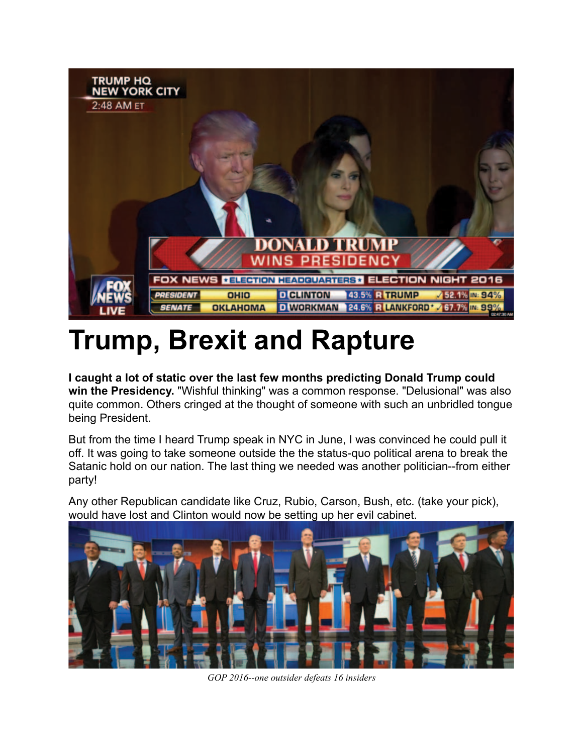# Trump, Brexit and Rapture

**I caught a lot of static over the last few months predicting Donald Trump could win the Presidency.** "Wishful thinking" was a common response. "Delusional" was also quite common. Others cringed at the thought of someone with such an unbridled tongue being President.

But from the time I heard Trump speak in NYC in June, I was convinced he could pull it off. It was going to take someone outside the the status-quo political arena to break the Satanic hold on our nation. The last thing we needed was another politician--from either party!

Any other Republican candidate like Cruz, Rubio, Carson, Bush, etc. (take your pick), would have lost and Clinton would now be setting up her evil cabinet.

*GOP 2016--one outsider defeats 16 insiders*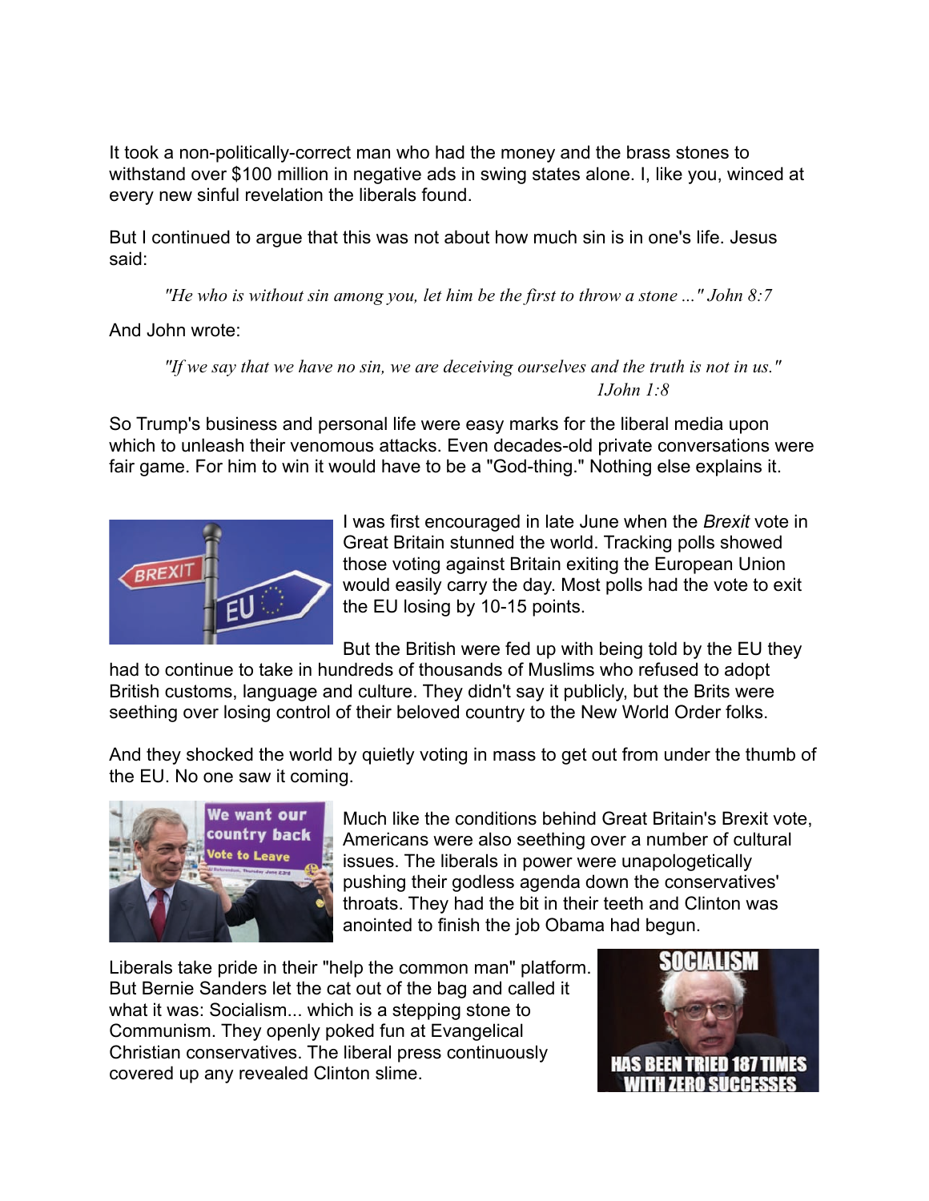It took a non-politically-correct man who had the money and the brass stones to withstand over $100 million in negative ads in swing states alone. I, like you, winced at every new sinful revelation the liberals found.

But I continued to argue that this was not about how much sin is in one's life. Jesus said:

> *"He who is without sin among you, let him be the first to throw a stone ..." John 8:7*

And John wrote:

> *"If we say that we have no sin, we are deceiving ourselves and the truth is not in us."*
> *1John 1:8*

So Trump's business and personal life were easy marks for the liberal media upon which to unleash their venomous attacks. Even decades-old private conversations were fair game. For him to win it would have to be a "God-thing." Nothing else explains it.

I was first encouraged in late June when the *Brexit* vote in Great Britain stunned the world. Tracking polls showed those voting against Britain exiting the European Union would easily carry the day. Most polls had the vote to exit the EU losing by 10-15 points.

But the British were fed up with being told by the EU they had to continue to take in hundreds of thousands of Muslims who refused to adopt British customs, language and culture. They didn't say it publicly, but the Brits were seething over losing control of their beloved country to the New World Order folks.

And they shocked the world by quietly voting in mass to get out from under the thumb of the EU. No one saw it coming.

Much like the conditions behind Great Britain's Brexit vote, Americans were also seething over a number of cultural issues. The liberals in power were unapologetically pushing their godless agenda down the conservatives' throats. They had the bit in their teeth and Clinton was anointed to finish the job Obama had begun.

Liberals take pride in their "help the common man" platform. But Bernie Sanders let the cat out of the bag and called it what it was: Socialism... which is a stepping stone to Communism. They openly poked fun at Evangelical Christian conservatives. The liberal press continuously covered up any revealed Clinton slime.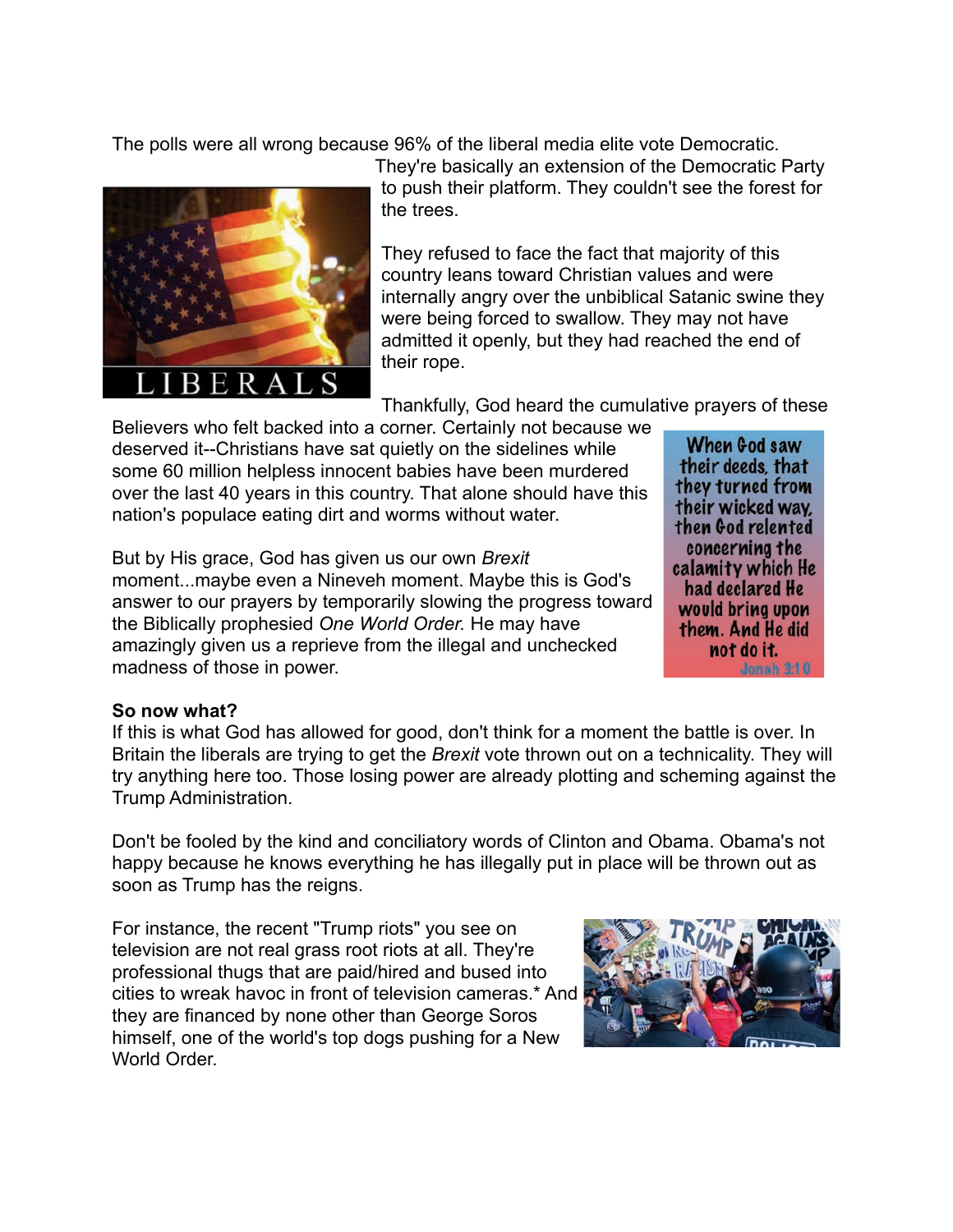The polls were all wrong because 96% of the liberal media elite vote Democratic. They're basically an extension of the Democratic Party to push their platform. They couldn't see the forest for the trees.

They refused to face the fact that majority of this country leans toward Christian values and were internally angry over the unbiblical Satanic swine they were being forced to swallow. They may not have admitted it openly, but they had reached the end of their rope.

Thankfully, God heard the cumulative prayers of these Believers who felt backed into a corner. Certainly not because we deserved it--Christians have sat quietly on the sidelines while some 60 million helpless innocent babies have been murdered over the last 40 years in this country. That alone should have this nation's populace eating dirt and worms without water.

But by His grace, God has given us our own *Brexit* moment...maybe even a Nineveh moment. Maybe this is God's answer to our prayers by temporarily slowing the progress toward the Biblically prophesied *One World Order.* He may have amazingly given us a reprieve from the illegal and unchecked madness of those in power.

**So now what?**
If this is what God has allowed for good, don't think for a moment the battle is over. In Britain the liberals are trying to get the *Brexit* vote thrown out on a technicality. They will try anything here too. Those losing power are already plotting and scheming against the Trump Administration.

Don't be fooled by the kind and conciliatory words of Clinton and Obama. Obama's not happy because he knows everything he has illegally put in place will be thrown out as soon as Trump has the reigns.

For instance, the recent "Trump riots" you see on television are not real grass root riots at all. They're professional thugs that are paid/hired and bused into cities to wreak havoc in front of television cameras.* And they are financed by none other than George Soros himself, one of the world's top dogs pushing for a New World Order.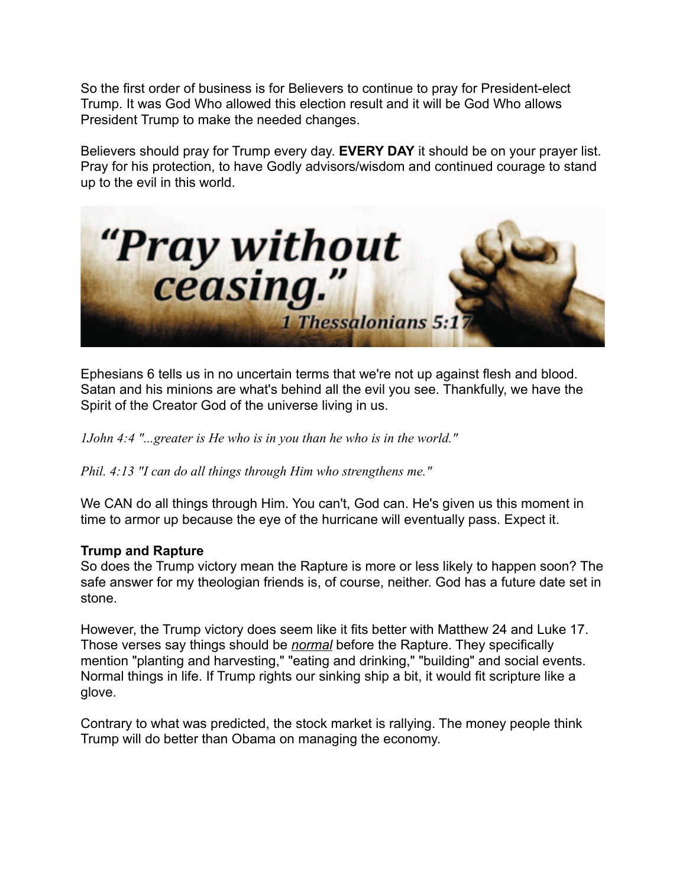So the first order of business is for Believers to continue to pray for President-elect Trump. It was God Who allowed this election result and it will be God Who allows President Trump to make the needed changes.

Believers should pray for Trump every day. **EVERY DAY** it should be on your prayer list. Pray for his protection, to have Godly advisors/wisdom and continued courage to stand up to the evil in this world.

"Pray without ceasing." 1 Thessalonians 5:17

Ephesians 6 tells us in no uncertain terms that we're not up against flesh and blood. Satan and his minions are what's behind all the evil you see. Thankfully, we have the Spirit of the Creator God of the universe living in us.

*1John 4:4 "...greater is He who is in you than he who is in the world."*

*Phil. 4:13 "I can do all things through Him who strengthens me."*

We CAN do all things through Him. You can't, God can. He's given us this moment in time to armor up because the eye of the hurricane will eventually pass. Expect it.

**Trump and Rapture**

So does the Trump victory mean the Rapture is more or less likely to happen soon? The safe answer for my theologian friends is, of course, neither. God has a future date set in stone.

However, the Trump victory does seem like it fits better with Matthew 24 and Luke 17. Those verses say things should be ***normal*** before the Rapture. They specifically mention "planting and harvesting," "eating and drinking," "building" and social events. Normal things in life. If Trump rights our sinking ship a bit, it would fit scripture like a glove.

Contrary to what was predicted, the stock market is rallying. The money people think Trump will do better than Obama on managing the economy.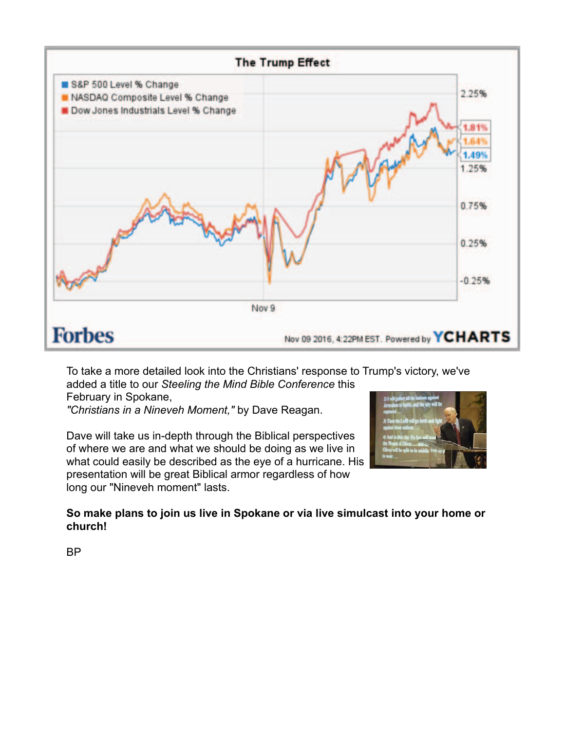The Trump Effect

S&P 500 Level % Change
NASDAQ Composite Level % Change
Dow Jones Industrials Level % Change

2.25%
1.81%
1.64%
1.49%
1.25%
0.75%
0.25%
-0.25%

Nov 9

Forbes

Nov 09 2016, 4:22PM EST. Powered by YCHARTS

To take a more detailed look into the Christians' response to Trump's victory, we've added a title to our *Steeling the Mind Bible Conference* this February in Spokane, *"Christians in a Nineveh Moment,"* by Dave Reagan.

Dave will take us in-depth through the Biblical perspectives of where we are and what we should be doing as we live in what could easily be described as the eye of a hurricane. His presentation will be great Biblical armor regardless of how long our "Nineveh moment" lasts.

**So make plans to join us live in Spokane or via live simulcast into your home or church!**

BP